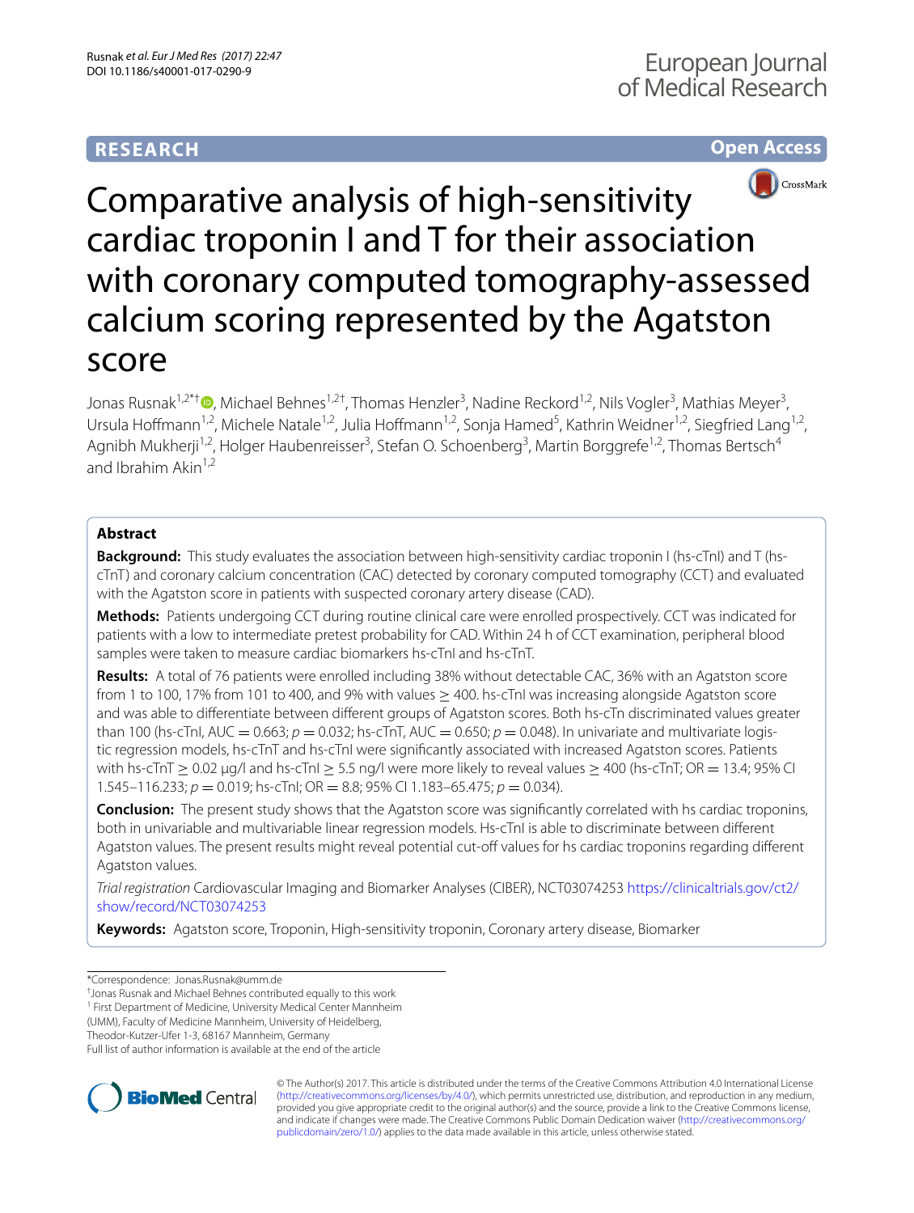RESEARCH

Open Access

# Comparative analysis of high-sensitivity cardiac troponin I and T for their association with coronary computed tomography-assessed calcium scoring represented by the Agatston score

Jonas Rusnak[1,2*†], Michael Behnes[1,2†], Thomas Henzler[3], Nadine Reckord[1,2], Nils Vogler[3], Mathias Meyer[3], Ursula Hoffmann[1,2], Michele Natale[1,2], Julia Hoffmann[1,2], Sonja Hamed[5], Kathrin Weidner[1,2], Siegfried Lang[1,2], Agnibh Mukherji[1,2], Holger Haubenreisser[3], Stefan O. Schoenberg[3], Martin Borggrefe[1,2], Thomas Bertsch[4] and Ibrahim Akin[1,2]

## Abstract

**Background:** This study evaluates the association between high-sensitivity cardiac troponin I (hs-cTnI) and T (hs-cTnT) and coronary calcium concentration (CAC) detected by coronary computed tomography (CCT) and evaluated with the Agatston score in patients with suspected coronary artery disease (CAD).

**Methods:** Patients undergoing CCT during routine clinical care were enrolled prospectively. CCT was indicated for patients with a low to intermediate pretest probability for CAD. Within 24 h of CCT examination, peripheral blood samples were taken to measure cardiac biomarkers hs-cTnI and hs-cTnT.

**Results:** A total of 76 patients were enrolled including 38% without detectable CAC, 36% with an Agatston score from 1 to 100, 17% from 101 to 400, and 9% with values ≥ 400. hs-cTnI was increasing alongside Agatston score and was able to differentiate between different groups of Agatston scores. Both hs-cTn discriminated values greater than 100 (hs-cTnI, AUC = 0.663; $p = 0.032$; hs-cTnT, AUC = 0.650; $p = 0.048$). In univariate and multivariate logistic regression models, hs-cTnT and hs-cTnI were significantly associated with increased Agatston scores. Patients with hs-cTnT ≥ 0.02 µg/l and hs-cTnI ≥ 5.5 ng/l were more likely to reveal values ≥ 400 (hs-cTnT; OR = 13.4; 95% CI 1.545–116.233; $p = 0.019$; hs-cTnI; OR = 8.8; 95% CI 1.183–65.475; $p = 0.034$).

**Conclusion:** The present study shows that the Agatston score was significantly correlated with hs cardiac troponins, both in univariable and multivariable linear regression models. Hs-cTnI is able to discriminate between different Agatston values. The present results might reveal potential cut-off values for hs cardiac troponins regarding different Agatston values.

*Trial registration* Cardiovascular Imaging and Biomarker Analyses (CIBER), NCT03074253 https://clinicaltrials.gov/ct2/show/record/NCT03074253

**Keywords:** Agatston score, Troponin, High-sensitivity troponin, Coronary artery disease, Biomarker

*Correspondence: Jonas.Rusnak@umm.de
† Jonas Rusnak and Michael Behnes contributed equally to this work
[1] First Department of Medicine, University Medical Center Mannheim (UMM), Faculty of Medicine Mannheim, University of Heidelberg, Theodor-Kutzer-Ufer 1-3, 68167 Mannheim, Germany
Full list of author information is available at the end of the article

© The Author(s) 2017. This article is distributed under the terms of the Creative Commons Attribution 4.0 International License (http://creativecommons.org/licenses/by/4.0/), which permits unrestricted use, distribution, and reproduction in any medium, provided you give appropriate credit to the original author(s) and the source, provide a link to the Creative Commons license, and indicate if changes were made. The Creative Commons Public Domain Dedication waiver (http://creativecommons.org/publicdomain/zero/1.0/) applies to the data made available in this article, unless otherwise stated.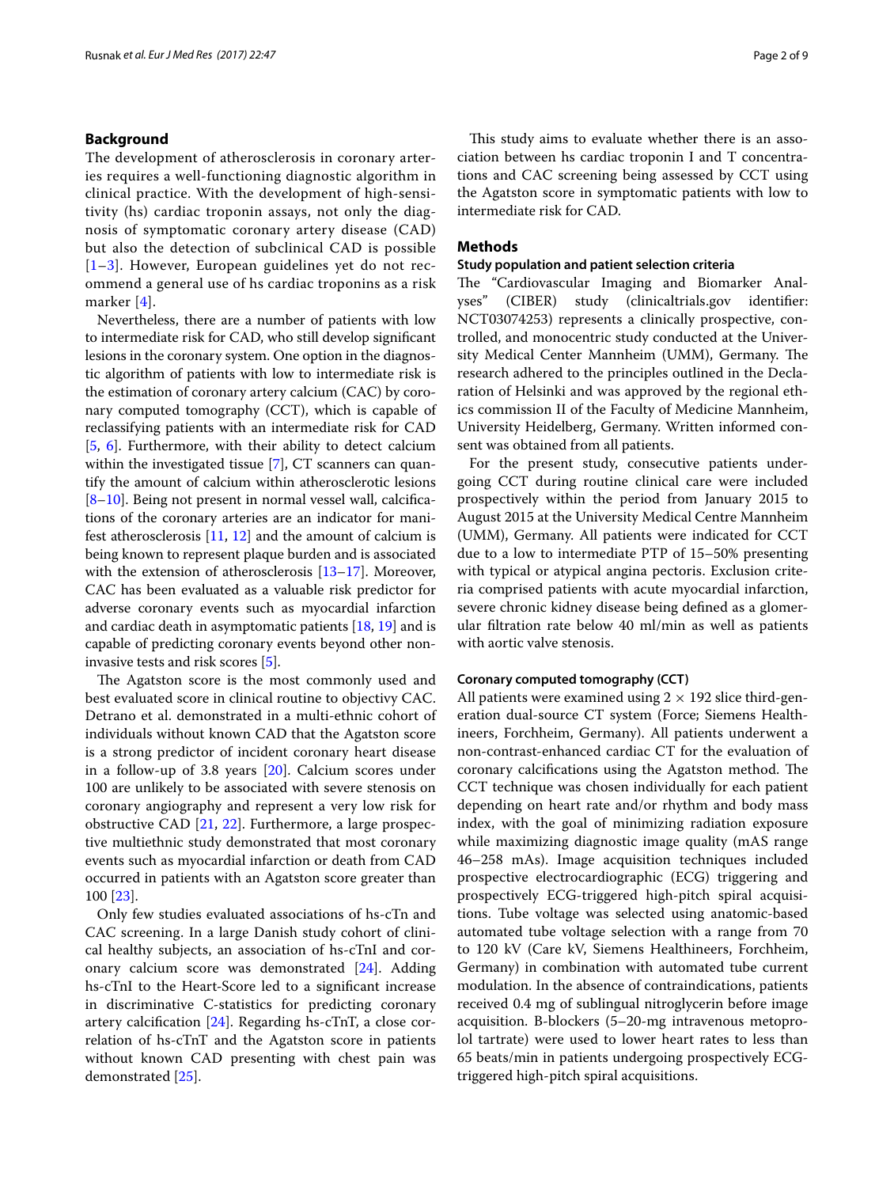## Background

The development of atherosclerosis in coronary arteries requires a well-functioning diagnostic algorithm in clinical practice. With the development of high-sensitivity (hs) cardiac troponin assays, not only the diagnosis of symptomatic coronary artery disease (CAD) but also the detection of subclinical CAD is possible [1–3]. However, European guidelines yet do not recommend a general use of hs cardiac troponins as a risk marker [4].

Nevertheless, there are a number of patients with low to intermediate risk for CAD, who still develop significant lesions in the coronary system. One option in the diagnostic algorithm of patients with low to intermediate risk is the estimation of coronary artery calcium (CAC) by coronary computed tomography (CCT), which is capable of reclassifying patients with an intermediate risk for CAD [5, 6]. Furthermore, with their ability to detect calcium within the investigated tissue [7], CT scanners can quantify the amount of calcium within atherosclerotic lesions [8–10]. Being not present in normal vessel wall, calcifications of the coronary arteries are an indicator for manifest atherosclerosis [11, 12] and the amount of calcium is being known to represent plaque burden and is associated with the extension of atherosclerosis [13–17]. Moreover, CAC has been evaluated as a valuable risk predictor for adverse coronary events such as myocardial infarction and cardiac death in asymptomatic patients [18, 19] and is capable of predicting coronary events beyond other non-invasive tests and risk scores [5].

The Agatston score is the most commonly used and best evaluated score in clinical routine to objectivy CAC. Detrano et al. demonstrated in a multi-ethnic cohort of individuals without known CAD that the Agatston score is a strong predictor of incident coronary heart disease in a follow-up of 3.8 years [20]. Calcium scores under 100 are unlikely to be associated with severe stenosis on coronary angiography and represent a very low risk for obstructive CAD [21, 22]. Furthermore, a large prospective multiethnic study demonstrated that most coronary events such as myocardial infarction or death from CAD occurred in patients with an Agatston score greater than 100 [23].

Only few studies evaluated associations of hs-cTn and CAC screening. In a large Danish study cohort of clinical healthy subjects, an association of hs-cTnI and coronary calcium score was demonstrated [24]. Adding hs-cTnI to the Heart-Score led to a significant increase in discriminative C-statistics for predicting coronary artery calcification [24]. Regarding hs-cTnT, a close correlation of hs-cTnT and the Agatston score in patients without known CAD presenting with chest pain was demonstrated [25].

This study aims to evaluate whether there is an association between hs cardiac troponin I and T concentrations and CAC screening being assessed by CCT using the Agatston score in symptomatic patients with low to intermediate risk for CAD.

## Methods

### Study population and patient selection criteria

The "Cardiovascular Imaging and Biomarker Analyses" (CIBER) study (clinicaltrials.gov identifier: NCT03074253) represents a clinically prospective, controlled, and monocentric study conducted at the University Medical Center Mannheim (UMM), Germany. The research adhered to the principles outlined in the Declaration of Helsinki and was approved by the regional ethics commission II of the Faculty of Medicine Mannheim, University Heidelberg, Germany. Written informed consent was obtained from all patients.

For the present study, consecutive patients undergoing CCT during routine clinical care were included prospectively within the period from January 2015 to August 2015 at the University Medical Centre Mannheim (UMM), Germany. All patients were indicated for CCT due to a low to intermediate PTP of 15–50% presenting with typical or atypical angina pectoris. Exclusion criteria comprised patients with acute myocardial infarction, severe chronic kidney disease being defined as a glomerular filtration rate below 40 ml/min as well as patients with aortic valve stenosis.

### Coronary computed tomography (CCT)

All patients were examined using $2 \times 192$ slice third-generation dual-source CT system (Force; Siemens Healthineers, Forchheim, Germany). All patients underwent a non-contrast-enhanced cardiac CT for the evaluation of coronary calcifications using the Agatston method. The CCT technique was chosen individually for each patient depending on heart rate and/or rhythm and body mass index, with the goal of minimizing radiation exposure while maximizing diagnostic image quality (mAS range 46–258 mAs). Image acquisition techniques included prospective electrocardiographic (ECG) triggering and prospectively ECG-triggered high-pitch spiral acquisitions. Tube voltage was selected using anatomic-based automated tube voltage selection with a range from 70 to 120 kV (Care kV, Siemens Healthineers, Forchheim, Germany) in combination with automated tube current modulation. In the absence of contraindications, patients received 0.4 mg of sublingual nitroglycerin before image acquisition. B-blockers (5–20-mg intravenous metoprolol tartrate) were used to lower heart rates to less than 65 beats/min in patients undergoing prospectively ECG-triggered high-pitch spiral acquisitions.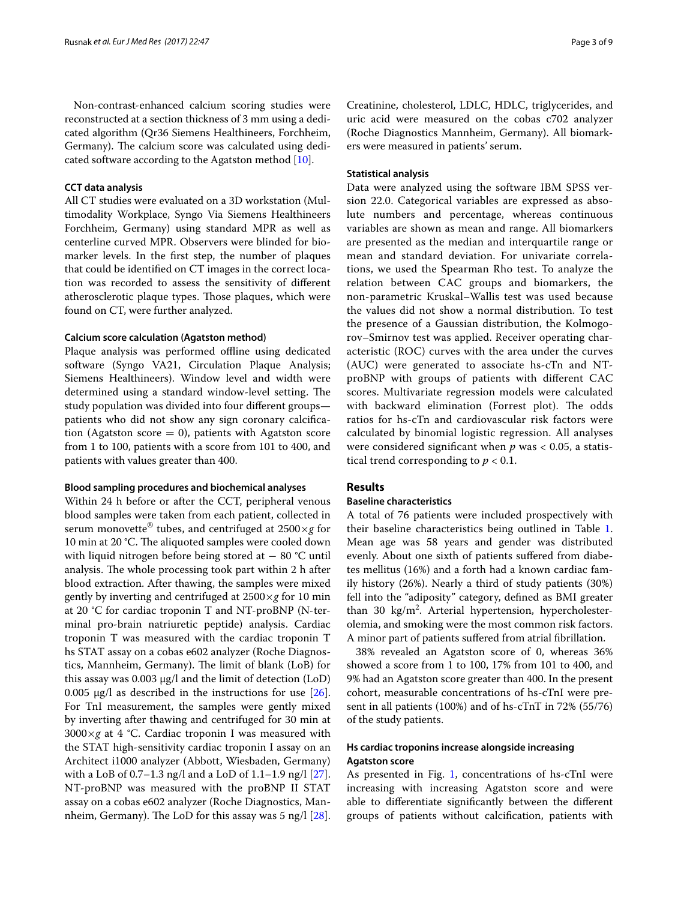Non-contrast-enhanced calcium scoring studies were reconstructed at a section thickness of 3 mm using a dedicated algorithm (Qr36 Siemens Healthineers, Forchheim, Germany). The calcium score was calculated using dedicated software according to the Agatston method [10].

### CCT data analysis

All CT studies were evaluated on a 3D workstation (Multimodality Workplace, Syngo Via Siemens Healthineers Forchheim, Germany) using standard MPR as well as centerline curved MPR. Observers were blinded for biomarker levels. In the first step, the number of plaques that could be identified on CT images in the correct location was recorded to assess the sensitivity of different atherosclerotic plaque types. Those plaques, which were found on CT, were further analyzed.

### Calcium score calculation (Agatston method)

Plaque analysis was performed offline using dedicated software (Syngo VA21, Circulation Plaque Analysis; Siemens Healthineers). Window level and width were determined using a standard window-level setting. The study population was divided into four different groups—patients who did not show any sign coronary calcification (Agatston score = 0), patients with Agatston score from 1 to 100, patients with a score from 101 to 400, and patients with values greater than 400.

### Blood sampling procedures and biochemical analyses

Within 24 h before or after the CCT, peripheral venous blood samples were taken from each patient, collected in serum monovette® tubes, and centrifuged at 2500×*g* for 10 min at 20 °C. The aliquoted samples were cooled down with liquid nitrogen before being stored at − 80 °C until analysis. The whole processing took part within 2 h after blood extraction. After thawing, the samples were mixed gently by inverting and centrifuged at 2500×*g* for 10 min at 20 °C for cardiac troponin T and NT-proBNP (N-terminal pro-brain natriuretic peptide) analysis. Cardiac troponin T was measured with the cardiac troponin T hs STAT assay on a cobas e602 analyzer (Roche Diagnostics, Mannheim, Germany). The limit of blank (LoB) for this assay was 0.003 µg/l and the limit of detection (LoD) 0.005 µg/l as described in the instructions for use [26]. For TnI measurement, the samples were gently mixed by inverting after thawing and centrifuged for 30 min at 3000×*g* at 4 °C. Cardiac troponin I was measured with the STAT high-sensitivity cardiac troponin I assay on an Architect i1000 analyzer (Abbott, Wiesbaden, Germany) with a LoB of 0.7–1.3 ng/l and a LoD of 1.1–1.9 ng/l [27]. NT-proBNP was measured with the proBNP II STAT assay on a cobas e602 analyzer (Roche Diagnostics, Mannheim, Germany). The LoD for this assay was 5 ng/l [28]. Creatinine, cholesterol, LDLC, HDLC, triglycerides, and uric acid were measured on the cobas c702 analyzer (Roche Diagnostics Mannheim, Germany). All biomarkers were measured in patients' serum.

### Statistical analysis

Data were analyzed using the software IBM SPSS version 22.0. Categorical variables are expressed as absolute numbers and percentage, whereas continuous variables are shown as mean and range. All biomarkers are presented as the median and interquartile range or mean and standard deviation. For univariate correlations, we used the Spearman Rho test. To analyze the relation between CAC groups and biomarkers, the non-parametric Kruskal–Wallis test was used because the values did not show a normal distribution. To test the presence of a Gaussian distribution, the Kolmogorov–Smirnov test was applied. Receiver operating characteristic (ROC) curves with the area under the curves (AUC) were generated to associate hs-cTn and NT-proBNP with groups of patients with different CAC scores. Multivariate regression models were calculated with backward elimination (Forrest plot). The odds ratios for hs-cTn and cardiovascular risk factors were calculated by binomial logistic regression. All analyses were considered significant when $p$ was < 0.05, a statistical trend corresponding to $p < 0.1$.

## Results

### Baseline characteristics

A total of 76 patients were included prospectively with their baseline characteristics being outlined in Table 1. Mean age was 58 years and gender was distributed evenly. About one sixth of patients suffered from diabetes mellitus (16%) and a forth had a known cardiac family history (26%). Nearly a third of study patients (30%) fell into the "adiposity" category, defined as BMI greater than 30 kg/m$^2$. Arterial hypertension, hypercholesterolemia, and smoking were the most common risk factors. A minor part of patients suffered from atrial fibrillation.

38% revealed an Agatston score of 0, whereas 36% showed a score from 1 to 100, 17% from 101 to 400, and 9% had an Agatston score greater than 400. In the present cohort, measurable concentrations of hs-cTnI were present in all patients (100%) and of hs-cTnT in 72% (55/76) of the study patients.

### Hs cardiac troponins increase alongside increasing Agatston score

As presented in Fig. 1, concentrations of hs-cTnI were increasing with increasing Agatston score and were able to differentiate significantly between the different groups of patients without calcification, patients with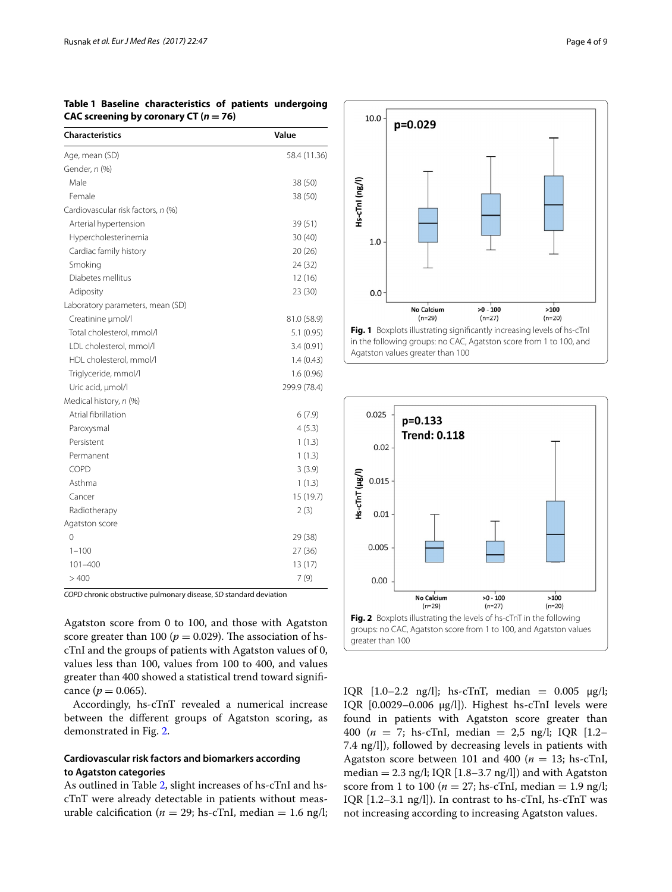**Table 1 Baseline characteristics of patients undergoing CAC screening by coronary CT ($n = 76$)**

| Characteristics | Value |
|---|---|
| Age, mean (SD) | 58.4 (11.36) |
| Gender, *n* (%) | |
| Male | 38 (50) |
| Female | 38 (50) |
| Cardiovascular risk factors, *n* (%) | |
| Arterial hypertension | 39 (51) |
| Hypercholesterinemia | 30 (40) |
| Cardiac family history | 20 (26) |
| Smoking | 24 (32) |
| Diabetes mellitus | 12 (16) |
| Adiposity | 23 (30) |
| Laboratory parameters, mean (SD) | |
| Creatinine µmol/l | 81.0 (58.9) |
| Total cholesterol, mmol/l | 5.1 (0.95) |
| LDL cholesterol, mmol/l | 3.4 (0.91) |
| HDL cholesterol, mmol/l | 1.4 (0.43) |
| Triglyceride, mmol/l | 1.6 (0.96) |
| Uric acid, µmol/l | 299.9 (78.4) |
| Medical history, *n* (%) | |
| Atrial fibrillation | 6 (7.9) |
| Paroxysmal | 4 (5.3) |
| Persistent | 1 (1.3) |
| Permanent | 1 (1.3) |
| COPD | 3 (3.9) |
| Asthma | 1 (1.3) |
| Cancer | 15 (19.7) |
| Radiotherapy | 2 (3) |
| Agatston score | |
| 0 | 29 (38) |
| 1–100 | 27 (36) |
| 101–400 | 13 (17) |
| > 400 | 7 (9) |

*COPD* chronic obstructive pulmonary disease, *SD* standard deviation

Agatston score from 0 to 100, and those with Agatston score greater than 100 ($p = 0.029$). The association of hs-cTnI and the groups of patients with Agatston values of 0, values less than 100, values from 100 to 400, and values greater than 400 showed a statistical trend toward significance ($p = 0.065$).

Accordingly, hs-cTnT revealed a numerical increase between the different groups of Agatston scoring, as demonstrated in Fig. 2.

### Cardiovascular risk factors and biomarkers according to Agatston categories

As outlined in Table 2, slight increases of hs-cTnI and hs-cTnT were already detectable in patients without measurable calcification ($n = 29$; hs-cTnI, median = 1.6 ng/l; IQR [1.0–2.2 ng/l]; hs-cTnT, median = 0.005 µg/l; IQR [0.0029–0.006 µg/l]). Highest hs-cTnI levels were found in patients with Agatston score greater than 400 ($n = 7$; hs-cTnI, median = 2,5 ng/l; IQR [1.2–7.4 ng/l]), followed by decreasing levels in patients with Agatston score between 101 and 400 ($n = 13$; hs-cTnI, median = 2.3 ng/l; IQR [1.8–3.7 ng/l]) and with Agatston score from 1 to 100 ($n = 27$; hs-cTnI, median = 1.9 ng/l; IQR [1.2–3.1 ng/l]). In contrast to hs-cTnI, hs-cTnT was not increasing according to increasing Agatston values.

**Fig. 1** Boxplots illustrating significantly increasing levels of hs-cTnI in the following groups: no CAC, Agatston score from 1 to 100, and Agatston values greater than 100

**Fig. 2** Boxplots illustrating the levels of hs-cTnT in the following groups: no CAC, Agatston score from 1 to 100, and Agatston values greater than 100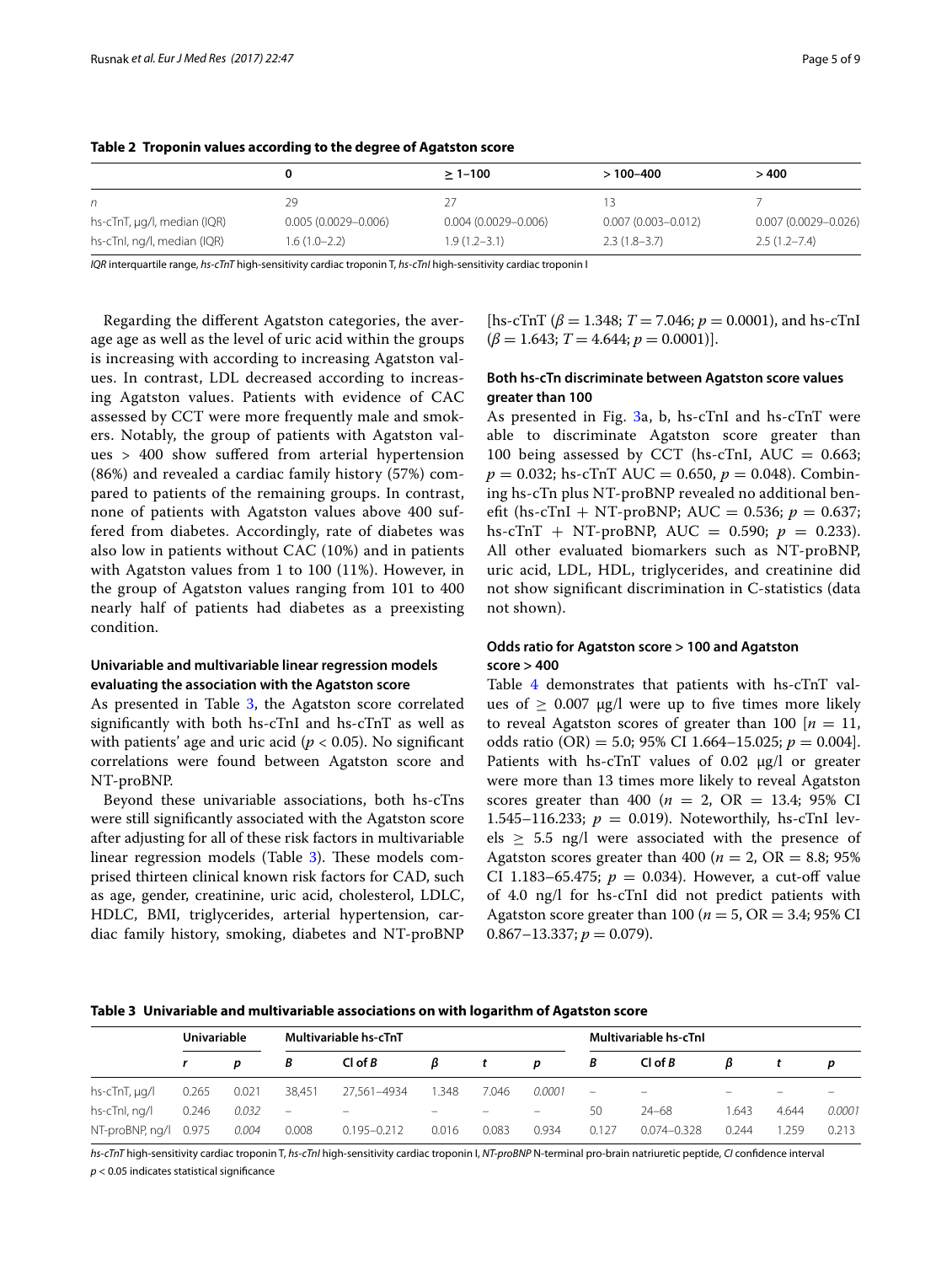**Table 2 Troponin values according to the degree of Agatston score**

| | 0 | ≥ 1–100 | > 100–400 | > 400 |
|---|---|---|---|---|
| *n* | 29 | 27 | 13 | 7 |
| hs-cTnT, μg/l, median (IQR) | 0.005 (0.0029–0.006) | 0.004 (0.0029–0.006) | 0.007 (0.003–0.012) | 0.007 (0.0029–0.026) |
| hs-cTnI, ng/l, median (IQR) | 1.6 (1.0–2.2) | 1.9 (1.2–3.1) | 2.3 (1.8–3.7) | 2.5 (1.2–7.4) |

*IQR* interquartile range, *hs-cTnT* high-sensitivity cardiac troponin T, *hs-cTnI* high-sensitivity cardiac troponin I

Regarding the different Agatston categories, the average age as well as the level of uric acid within the groups is increasing with according to increasing Agatston values. In contrast, LDL decreased according to increasing Agatston values. Patients with evidence of CAC assessed by CCT were more frequently male and smokers. Notably, the group of patients with Agatston values > 400 show suffered from arterial hypertension (86%) and revealed a cardiac family history (57%) compared to patients of the remaining groups. In contrast, none of patients with Agatston values above 400 suffered from diabetes. Accordingly, rate of diabetes was also low in patients without CAC (10%) and in patients with Agatston values from 1 to 100 (11%). However, in the group of Agatston values ranging from 101 to 400 nearly half of patients had diabetes as a preexisting condition.

### Univariable and multivariable linear regression models evaluating the association with the Agatston score

As presented in Table 3, the Agatston score correlated significantly with both hs-cTnI and hs-cTnT as well as with patients' age and uric acid ($p < 0.05$). No significant correlations were found between Agatston score and NT-proBNP.

Beyond these univariable associations, both hs-cTns were still significantly associated with the Agatston score after adjusting for all of these risk factors in multivariable linear regression models (Table 3). These models comprised thirteen clinical known risk factors for CAD, such as age, gender, creatinine, uric acid, cholesterol, LDLC, HDLC, BMI, triglycerides, arterial hypertension, cardiac family history, smoking, diabetes and NT-proBNP [hs-cTnT ($\beta = 1.348$; $T = 7.046$; $p = 0.0001$), and hs-cTnI ($\beta = 1.643$; $T = 4.644$; $p = 0.0001$)].

### Both hs-cTn discriminate between Agatston score values greater than 100

As presented in Fig. 3a, b, hs-cTnI and hs-cTnT were able to discriminate Agatston score greater than 100 being assessed by CCT (hs-cTnI, AUC = 0.663; $p = 0.032$; hs-cTnT AUC = 0.650, $p = 0.048$). Combining hs-cTn plus NT-proBNP revealed no additional benefit (hs-cTnI + NT-proBNP; AUC = 0.536; $p = 0.637$; hs-cTnT + NT-proBNP, AUC = 0.590; $p = 0.233$). All other evaluated biomarkers such as NT-proBNP, uric acid, LDL, HDL, triglycerides, and creatinine did not show significant discrimination in C-statistics (data not shown).

### Odds ratio for Agatston score > 100 and Agatston score > 400

Table 4 demonstrates that patients with hs-cTnT values of ≥ 0.007 μg/l were up to five times more likely to reveal Agatston scores of greater than 100 [$n = 11$, odds ratio (OR) = 5.0; 95% CI 1.664–15.025; $p = 0.004$]. Patients with hs-cTnT values of 0.02 μg/l or greater were more than 13 times more likely to reveal Agatston scores greater than 400 ($n = 2$, OR = 13.4; 95% CI 1.545–116.233; $p = 0.019$). Noteworthily, hs-cTnI levels ≥ 5.5 ng/l were associated with the presence of Agatston scores greater than 400 ($n = 2$, OR = 8.8; 95% CI 1.183–65.475; $p = 0.034$). However, a cut-off value of 4.0 ng/l for hs-cTnI did not predict patients with Agatston score greater than 100 ($n = 5$, OR = 3.4; 95% CI 0.867–13.337; $p = 0.079$).

**Table 3 Univariable and multivariable associations on with logarithm of Agatston score**

| | Univariable | | Multivariable hs-cTnT | | | | | Multivariable hs-cTnI | | | | |
|---|---|---|---|---|---|---|---|---|---|---|---|---|
| | *r* | *p* | *B* | CI of *B* | *β* | *t* | *p* | *B* | CI of *B* | *β* | *t* | *p* |
| hs-cTnT, μg/l | 0.265 | 0.021 | 38,451 | 27,561–4934 | 1.348 | 7.046 | *0.0001* | – | – | – | – | – |
| hs-cTnI, ng/l | 0.246 | *0.032* | – | – | – | – | – | 50 | 24–68 | 1.643 | 4.644 | *0.0001* |
| NT-proBNP, ng/l | 0.975 | *0.004* | 0.008 | 0.195–0.212 | 0.016 | 0.083 | 0.934 | 0.127 | 0.074–0.328 | 0.244 | 1.259 | 0.213 |

*hs-cTnT* high-sensitivity cardiac troponin T, *hs-cTnI* high-sensitivity cardiac troponin I, *NT-proBNP* N-terminal pro-brain natriuretic peptide, *CI* confidence interval

$p < 0.05$ indicates statistical significance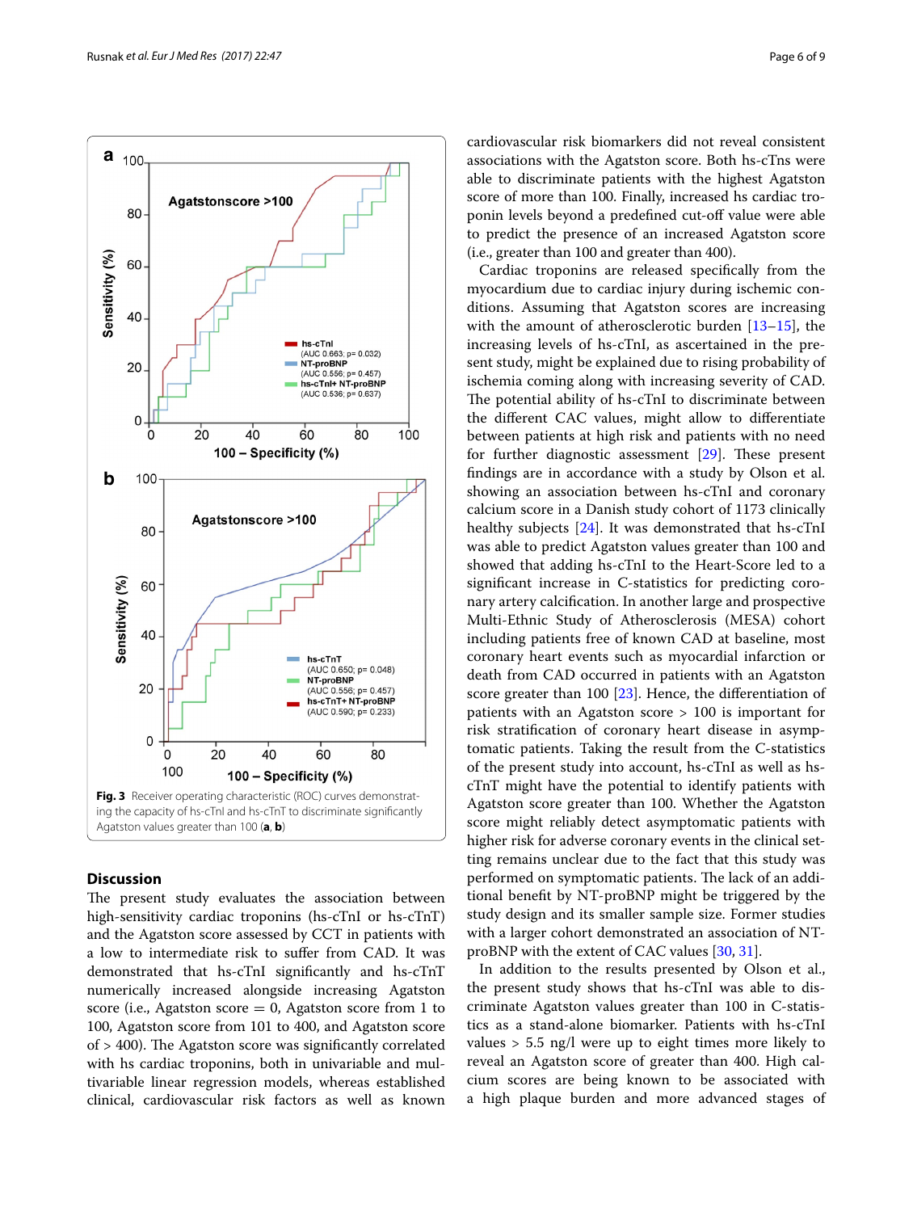Fig. 3 Receiver operating characteristic (ROC) curves demonstrating the capacity of hs-cTnI and hs-cTnT to discriminate significantly Agatston values greater than 100 (**a**, **b**)

## Discussion

The present study evaluates the association between high-sensitivity cardiac troponins (hs-cTnI or hs-cTnT) and the Agatston score assessed by CCT in patients with a low to intermediate risk to suffer from CAD. It was demonstrated that hs-cTnI significantly and hs-cTnT numerically increased alongside increasing Agatston score (i.e., Agatston score = 0, Agatston score from 1 to 100, Agatston score from 101 to 400, and Agatston score of > 400). The Agatston score was significantly correlated with hs cardiac troponins, both in univariable and multivariable linear regression models, whereas established clinical, cardiovascular risk factors as well as known cardiovascular risk biomarkers did not reveal consistent associations with the Agatston score. Both hs-cTns were able to discriminate patients with the highest Agatston score of more than 100. Finally, increased hs cardiac troponin levels beyond a predefined cut-off value were able to predict the presence of an increased Agatston score (i.e., greater than 100 and greater than 400).

Cardiac troponins are released specifically from the myocardium due to cardiac injury during ischemic conditions. Assuming that Agatston scores are increasing with the amount of atherosclerotic burden [13–15], the increasing levels of hs-cTnI, as ascertained in the present study, might be explained due to rising probability of ischemia coming along with increasing severity of CAD. The potential ability of hs-cTnI to discriminate between the different CAC values, might allow to differentiate between patients at high risk and patients with no need for further diagnostic assessment [29]. These present findings are in accordance with a study by Olson et al. showing an association between hs-cTnI and coronary calcium score in a Danish study cohort of 1173 clinically healthy subjects [24]. It was demonstrated that hs-cTnI was able to predict Agatston values greater than 100 and showed that adding hs-cTnI to the Heart-Score led to a significant increase in C-statistics for predicting coronary artery calcification. In another large and prospective Multi-Ethnic Study of Atherosclerosis (MESA) cohort including patients free of known CAD at baseline, most coronary heart events such as myocardial infarction or death from CAD occurred in patients with an Agatston score greater than 100 [23]. Hence, the differentiation of patients with an Agatston score > 100 is important for risk stratification of coronary heart disease in asymptomatic patients. Taking the result from the C-statistics of the present study into account, hs-cTnI as well as hs-cTnT might have the potential to identify patients with Agatston score greater than 100. Whether the Agatston score might reliably detect asymptomatic patients with higher risk for adverse coronary events in the clinical setting remains unclear due to the fact that this study was performed on symptomatic patients. The lack of an additional benefit by NT-proBNP might be triggered by the study design and its smaller sample size. Former studies with a larger cohort demonstrated an association of NT-proBNP with the extent of CAC values [30, 31].

In addition to the results presented by Olson et al., the present study shows that hs-cTnI was able to discriminate Agatston values greater than 100 in C-statistics as a stand-alone biomarker. Patients with hs-cTnI values > 5.5 ng/l were up to eight times more likely to reveal an Agatston score of greater than 400. High calcium scores are being known to be associated with a high plaque burden and more advanced stages of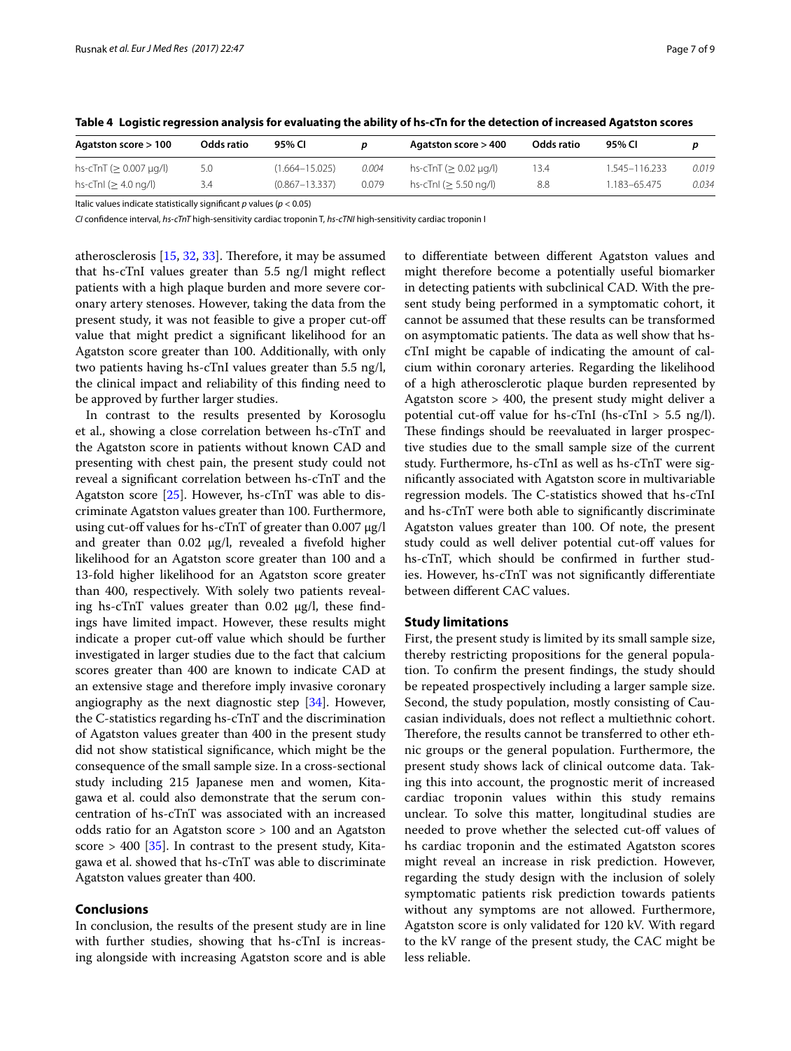**Table 4 Logistic regression analysis for evaluating the ability of hs-cTn for the detection of increased Agatston scores**

| Agatston score > 100 | Odds ratio | 95% CI | *p* | Agatston score > 400 | Odds ratio | 95% CI | *p* |
|---|---|---|---|---|---|---|---|
| hs-cTnT (≥ 0.007 μg/l) | 5.0 | (1.664–15.025) | *0.004* | hs-cTnT (≥ 0.02 μg/l) | 13.4 | 1.545–116.233 | *0.019* |
| hs-cTnI (≥ 4.0 ng/l) | 3.4 | (0.867–13.337) | 0.079 | hs-cTnI (≥ 5.50 ng/l) | 8.8 | 1.183–65.475 | *0.034* |

Italic values indicate statistically significant *p* values ($p < 0.05$)

*CI* confidence interval, *hs-cTnT* high-sensitivity cardiac troponin T, *hs-cTNI* high-sensitivity cardiac troponin I

atherosclerosis [15, 32, 33]. Therefore, it may be assumed that hs-cTnI values greater than 5.5 ng/l might reflect patients with a high plaque burden and more severe coronary artery stenoses. However, taking the data from the present study, it was not feasible to give a proper cut-off value that might predict a significant likelihood for an Agatston score greater than 100. Additionally, with only two patients having hs-cTnI values greater than 5.5 ng/l, the clinical impact and reliability of this finding need to be approved by further larger studies.

In contrast to the results presented by Korosoglu et al., showing a close correlation between hs-cTnT and the Agatston score in patients without known CAD and presenting with chest pain, the present study could not reveal a significant correlation between hs-cTnT and the Agatston score [25]. However, hs-cTnT was able to discriminate Agatston values greater than 100. Furthermore, using cut-off values for hs-cTnT of greater than 0.007 μg/l and greater than 0.02 μg/l, revealed a fivefold higher likelihood for an Agatston score greater than 100 and a 13-fold higher likelihood for an Agatston score greater than 400, respectively. With solely two patients revealing hs-cTnT values greater than 0.02 μg/l, these findings have limited impact. However, these results might indicate a proper cut-off value which should be further investigated in larger studies due to the fact that calcium scores greater than 400 are known to indicate CAD at an extensive stage and therefore imply invasive coronary angiography as the next diagnostic step [34]. However, the C-statistics regarding hs-cTnT and the discrimination of Agatston values greater than 400 in the present study did not show statistical significance, which might be the consequence of the small sample size. In a cross-sectional study including 215 Japanese men and women, Kitagawa et al. could also demonstrate that the serum concentration of hs-cTnT was associated with an increased odds ratio for an Agatston score > 100 and an Agatston score > 400 [35]. In contrast to the present study, Kitagawa et al. showed that hs-cTnT was able to discriminate Agatston values greater than 400.

## Conclusions

In conclusion, the results of the present study are in line with further studies, showing that hs-cTnI is increasing alongside with increasing Agatston score and is able to differentiate between different Agatston values and might therefore become a potentially useful biomarker in detecting patients with subclinical CAD. With the present study being performed in a symptomatic cohort, it cannot be assumed that these results can be transformed on asymptomatic patients. The data as well show that hs-cTnI might be capable of indicating the amount of calcium within coronary arteries. Regarding the likelihood of a high atherosclerotic plaque burden represented by Agatston score > 400, the present study might deliver a potential cut-off value for hs-cTnI (hs-cTnI > 5.5 ng/l). These findings should be reevaluated in larger prospective studies due to the small sample size of the current study. Furthermore, hs-cTnI as well as hs-cTnT were significantly associated with Agatston score in multivariable regression models. The C-statistics showed that hs-cTnI and hs-cTnT were both able to significantly discriminate Agatston values greater than 100. Of note, the present study could as well deliver potential cut-off values for hs-cTnT, which should be confirmed in further studies. However, hs-cTnT was not significantly differentiate between different CAC values.

## Study limitations

First, the present study is limited by its small sample size, thereby restricting propositions for the general population. To confirm the present findings, the study should be repeated prospectively including a larger sample size. Second, the study population, mostly consisting of Caucasian individuals, does not reflect a multiethnic cohort. Therefore, the results cannot be transferred to other ethnic groups or the general population. Furthermore, the present study shows lack of clinical outcome data. Taking this into account, the prognostic merit of increased cardiac troponin values within this study remains unclear. To solve this matter, longitudinal studies are needed to prove whether the selected cut-off values of hs cardiac troponin and the estimated Agatston scores might reveal an increase in risk prediction. However, regarding the study design with the inclusion of solely symptomatic patients risk prediction towards patients without any symptoms are not allowed. Furthermore, Agatston score is only validated for 120 kV. With regard to the kV range of the present study, the CAC might be less reliable.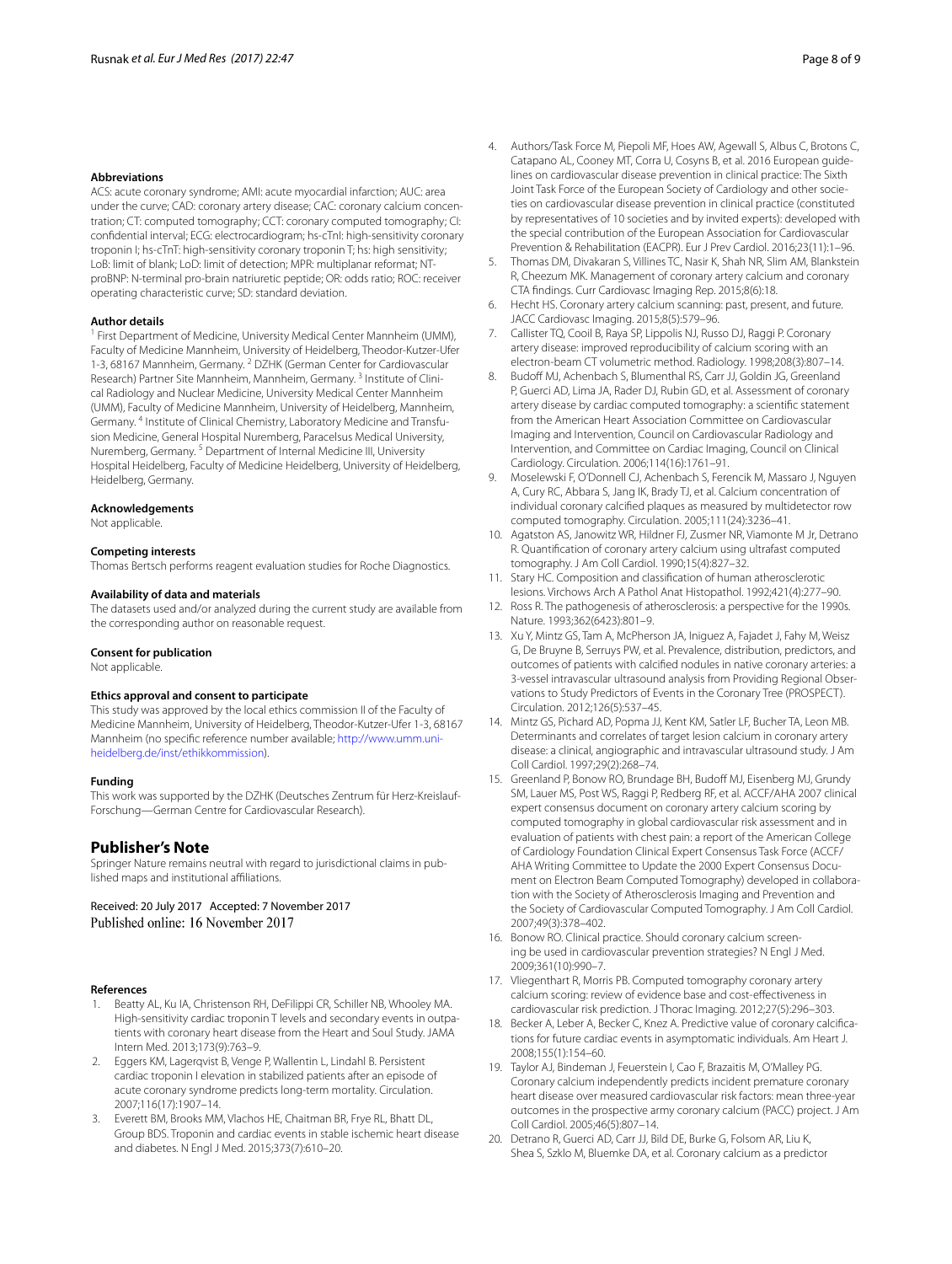#### Abbreviations

ACS: acute coronary syndrome; AMI: acute myocardial infarction; AUC: area under the curve; CAD: coronary artery disease; CAC: coronary calcium concentration; CT: computed tomography; CCT: coronary computed tomography; CI: confidential interval; ECG: electrocardiogram; hs-cTnI: high-sensitivity coronary troponin I; hs-cTnT: high-sensitivity coronary troponin T; hs: high sensitivity; LoB: limit of blank; LoD: limit of detection; MPR: multiplanar reformat; NT-proBNP: N-terminal pro-brain natriuretic peptide; OR: odds ratio; ROC: receiver operating characteristic curve; SD: standard deviation.

#### Author details

[1] First Department of Medicine, University Medical Center Mannheim (UMM), Faculty of Medicine Mannheim, University of Heidelberg, Theodor-Kutzer-Ufer 1-3, 68167 Mannheim, Germany. [2] DZHK (German Center for Cardiovascular Research) Partner Site Mannheim, Mannheim, Germany. [3] Institute of Clinical Radiology and Nuclear Medicine, University Medical Center Mannheim (UMM), Faculty of Medicine Mannheim, University of Heidelberg, Mannheim, Germany. [4] Institute of Clinical Chemistry, Laboratory Medicine and Transfusion Medicine, General Hospital Nuremberg, Paracelsus Medical University, Nuremberg, Germany. [5] Department of Internal Medicine III, University Hospital Heidelberg, Faculty of Medicine Heidelberg, University of Heidelberg, Heidelberg, Germany.

#### Acknowledgements

Not applicable.

#### Competing interests

Thomas Bertsch performs reagent evaluation studies for Roche Diagnostics.

#### Availability of data and materials

The datasets used and/or analyzed during the current study are available from the corresponding author on reasonable request.

#### Consent for publication

Not applicable.

#### Ethics approval and consent to participate

This study was approved by the local ethics commission II of the Faculty of Medicine Mannheim, University of Heidelberg, Theodor-Kutzer-Ufer 1-3, 68167 Mannheim (no specific reference number available; http://www.umm.uni-heidelberg.de/inst/ethikkommission).

#### Funding

This work was supported by the DZHK (Deutsches Zentrum für Herz-Kreislauf-Forschung—German Centre for Cardiovascular Research).

## Publisher's Note

Springer Nature remains neutral with regard to jurisdictional claims in published maps and institutional affiliations.

Received: 20 July 2017 Accepted: 7 November 2017
Published online: 16 November 2017

#### References

1. Beatty AL, Ku IA, Christenson RH, DeFilippi CR, Schiller NB, Whooley MA. High-sensitivity cardiac troponin T levels and secondary events in outpatients with coronary heart disease from the Heart and Soul Study. JAMA Intern Med. 2013;173(9):763–9.
2. Eggers KM, Lagerqvist B, Venge P, Wallentin L, Lindahl B. Persistent cardiac troponin I elevation in stabilized patients after an episode of acute coronary syndrome predicts long-term mortality. Circulation. 2007;116(17):1907–14.
3. Everett BM, Brooks MM, Vlachos HE, Chaitman BR, Frye RL, Bhatt DL, Group BDS. Troponin and cardiac events in stable ischemic heart disease and diabetes. N Engl J Med. 2015;373(7):610–20.
4. Authors/Task Force M, Piepoli MF, Hoes AW, Agewall S, Albus C, Brotons C, Catapano AL, Cooney MT, Corra U, Cosyns B, et al. 2016 European guidelines on cardiovascular disease prevention in clinical practice: The Sixth Joint Task Force of the European Society of Cardiology and other societies on cardiovascular disease prevention in clinical practice (constituted by representatives of 10 societies and by invited experts): developed with the special contribution of the European Association for Cardiovascular Prevention & Rehabilitation (EACPR). Eur J Prev Cardiol. 2016;23(11):1–96.
5. Thomas DM, Divakaran S, Villines TC, Nasir K, Shah NR, Slim AM, Blankstein R, Cheezum MK. Management of coronary artery calcium and coronary CTA findings. Curr Cardiovasc Imaging Rep. 2015;8(6):18.
6. Hecht HS. Coronary artery calcium scanning: past, present, and future. JACC Cardiovasc Imaging. 2015;8(5):579–96.
7. Callister TQ, Cooil B, Raya SP, Lippolis NJ, Russo DJ, Raggi P. Coronary artery disease: improved reproducibility of calcium scoring with an electron-beam CT volumetric method. Radiology. 1998;208(3):807–14.
8. Budoff MJ, Achenbach S, Blumenthal RS, Carr JJ, Goldin JG, Greenland P, Guerci AD, Lima JA, Rader DJ, Rubin GD, et al. Assessment of coronary artery disease by cardiac computed tomography: a scientific statement from the American Heart Association Committee on Cardiovascular Imaging and Intervention, Council on Cardiovascular Radiology and Intervention, and Committee on Cardiac Imaging, Council on Clinical Cardiology. Circulation. 2006;114(16):1761–91.
9. Moselewski F, O'Donnell CJ, Achenbach S, Ferencik M, Massaro J, Nguyen A, Cury RC, Abbara S, Jang IK, Brady TJ, et al. Calcium concentration of individual coronary calcified plaques as measured by multidetector row computed tomography. Circulation. 2005;111(24):3236–41.
10. Agatston AS, Janowitz WR, Hildner FJ, Zusmer NR, Viamonte M Jr, Detrano R. Quantification of coronary artery calcium using ultrafast computed tomography. J Am Coll Cardiol. 1990;15(4):827–32.
11. Stary HC. Composition and classification of human atherosclerotic lesions. Virchows Arch A Pathol Anat Histopathol. 1992;421(4):277–90.
12. Ross R. The pathogenesis of atherosclerosis: a perspective for the 1990s. Nature. 1993;362(6423):801–9.
13. Xu Y, Mintz GS, Tam A, McPherson JA, Iniguez A, Fajadet J, Fahy M, Weisz G, De Bruyne B, Serruys PW, et al. Prevalence, distribution, predictors, and outcomes of patients with calcified nodules in native coronary arteries: a 3-vessel intravascular ultrasound analysis from Providing Regional Observations to Study Predictors of Events in the Coronary Tree (PROSPECT). Circulation. 2012;126(5):537–45.
14. Mintz GS, Pichard AD, Popma JJ, Kent KM, Satler LF, Bucher TA, Leon MB. Determinants and correlates of target lesion calcium in coronary artery disease: a clinical, angiographic and intravascular ultrasound study. J Am Coll Cardiol. 1997;29(2):268–74.
15. Greenland P, Bonow RO, Brundage BH, Budoff MJ, Eisenberg MJ, Grundy SM, Lauer MS, Post WS, Raggi P, Redberg RF, et al. ACCF/AHA 2007 clinical expert consensus document on coronary artery calcium scoring by computed tomography in global cardiovascular risk assessment and in evaluation of patients with chest pain: a report of the American College of Cardiology Foundation Clinical Expert Consensus Task Force (ACCF/AHA Writing Committee to Update the 2000 Expert Consensus Document on Electron Beam Computed Tomography) developed in collaboration with the Society of Atherosclerosis Imaging and Prevention and the Society of Cardiovascular Computed Tomography. J Am Coll Cardiol. 2007;49(3):378–402.
16. Bonow RO. Clinical practice. Should coronary calcium screening be used in cardiovascular prevention strategies? N Engl J Med. 2009;361(10):990–7.
17. Vliegenthart R, Morris PB. Computed tomography coronary artery calcium scoring: review of evidence base and cost-effectiveness in cardiovascular risk prediction. J Thorac Imaging. 2012;27(5):296–303.
18. Becker A, Leber A, Becker C, Knez A. Predictive value of coronary calcifications for future cardiac events in asymptomatic individuals. Am Heart J. 2008;155(1):154–60.
19. Taylor AJ, Bindeman J, Feuerstein I, Cao F, Brazaitis M, O'Malley PG. Coronary calcium independently predicts incident premature coronary heart disease over measured cardiovascular risk factors: mean three-year outcomes in the prospective army coronary calcium (PACC) project. J Am Coll Cardiol. 2005;46(5):807–14.
20. Detrano R, Guerci AD, Carr JJ, Bild DE, Burke G, Folsom AR, Liu K, Shea S, Szklo M, Bluemke DA, et al. Coronary calcium as a predictor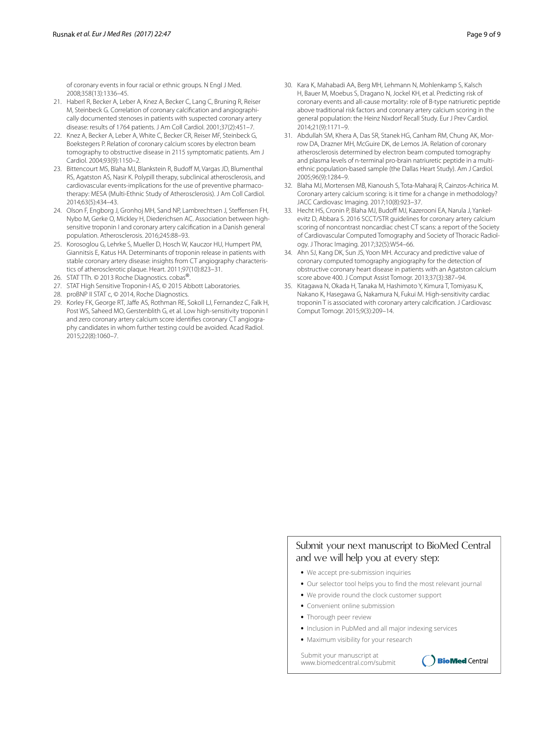of coronary events in four racial or ethnic groups. N Engl J Med. 2008;358(13):1336–45.

21. Haberl R, Becker A, Leber A, Knez A, Becker C, Lang C, Bruning R, Reiser M, Steinbeck G. Correlation of coronary calcification and angiographically documented stenoses in patients with suspected coronary artery disease: results of 1764 patients. J Am Coll Cardiol. 2001;37(2):451–7.
22. Knez A, Becker A, Leber A, White C, Becker CR, Reiser MF, Steinbeck G, Boekstegers P. Relation of coronary calcium scores by electron beam tomography to obstructive disease in 2115 symptomatic patients. Am J Cardiol. 2004;93(9):1150–2.
23. Bittencourt MS, Blaha MJ, Blankstein R, Budoff M, Vargas JD, Blumenthal RS, Agatston AS, Nasir K. Polypill therapy, subclinical atherosclerosis, and cardiovascular events-implications for the use of preventive pharmacotherapy: MESA (Multi-Ethnic Study of Atherosclerosis). J Am Coll Cardiol. 2014;63(5):434–43.
24. Olson F, Engborg J, Gronhoj MH, Sand NP, Lambrechtsen J, Steffensen FH, Nybo M, Gerke O, Mickley H, Diederichsen AC. Association between high-sensitive troponin I and coronary artery calcification in a Danish general population. Atherosclerosis. 2016;245:88–93.
25. Korosoglou G, Lehrke S, Mueller D, Hosch W, Kauczor HU, Humpert PM, Giannitsis E, Katus HA. Determinants of troponin release in patients with stable coronary artery disease: insights from CT angiography characteristics of atherosclerotic plaque. Heart. 2011;97(10):823–31.
26. STAT TTh. © 2013 Roche Diagnostics. cobas®.
27. STAT High Sensitive Troponin-I AS, © 2015 Abbott Laboratories.
28. proBNP II STAT c, © 2014, Roche Diagnostics.
29. Korley FK, George RT, Jaffe AS, Rothman RE, Sokoll LJ, Fernandez C, Falk H, Post WS, Saheed MO, Gerstenblith G, et al. Low high-sensitivity troponin I and zero coronary artery calcium score identifies coronary CT angiography candidates in whom further testing could be avoided. Acad Radiol. 2015;22(8):1060–7.
30. Kara K, Mahabadi AA, Berg MH, Lehmann N, Mohlenkamp S, Kalsch H, Bauer M, Moebus S, Dragano N, Jockel KH, et al. Predicting risk of coronary events and all-cause mortality: role of B-type natriuretic peptide above traditional risk factors and coronary artery calcium scoring in the general population: the Heinz Nixdorf Recall Study. Eur J Prev Cardiol. 2014;21(9):1171–9.
31. Abdullah SM, Khera A, Das SR, Stanek HG, Canham RM, Chung AK, Morrow DA, Drazner MH, McGuire DK, de Lemos JA. Relation of coronary atherosclerosis determined by electron beam computed tomography and plasma levels of n-terminal pro-brain natriuretic peptide in a multiethnic population-based sample (the Dallas Heart Study). Am J Cardiol. 2005;96(9):1284–9.
32. Blaha MJ, Mortensen MB, Kianoush S, Tota-Maharaj R, Cainzos-Achirica M. Coronary artery calcium scoring: is it time for a change in methodology? JACC Cardiovasc Imaging. 2017;10(8):923–37.
33. Hecht HS, Cronin P, Blaha MJ, Budoff MJ, Kazerooni EA, Narula J, Yankelevitz D, Abbara S. 2016 SCCT/STR guidelines for coronary artery calcium scoring of noncontrast noncardiac chest CT scans: a report of the Society of Cardiovascular Computed Tomography and Society of Thoracic Radiology. J Thorac Imaging. 2017;32(5):W54–66.
34. Ahn SJ, Kang DK, Sun JS, Yoon MH. Accuracy and predictive value of coronary computed tomography angiography for the detection of obstructive coronary heart disease in patients with an Agatston calcium score above 400. J Comput Assist Tomogr. 2013;37(3):387–94.
35. Kitagawa N, Okada H, Tanaka M, Hashimoto Y, Kimura T, Tomiyasu K, Nakano K, Hasegawa G, Nakamura N, Fukui M. High-sensitivity cardiac troponin T is associated with coronary artery calcification. J Cardiovasc Comput Tomogr. 2015;9(3):209–14.

Submit your next manuscript to BioMed Central and we will help you at every step:

- We accept pre-submission inquiries
- Our selector tool helps you to find the most relevant journal
- We provide round the clock customer support
- Convenient online submission
- Thorough peer review
- Inclusion in PubMed and all major indexing services
- Maximum visibility for your research

Submit your manuscript at www.biomedcentral.com/submit

BioMed Central